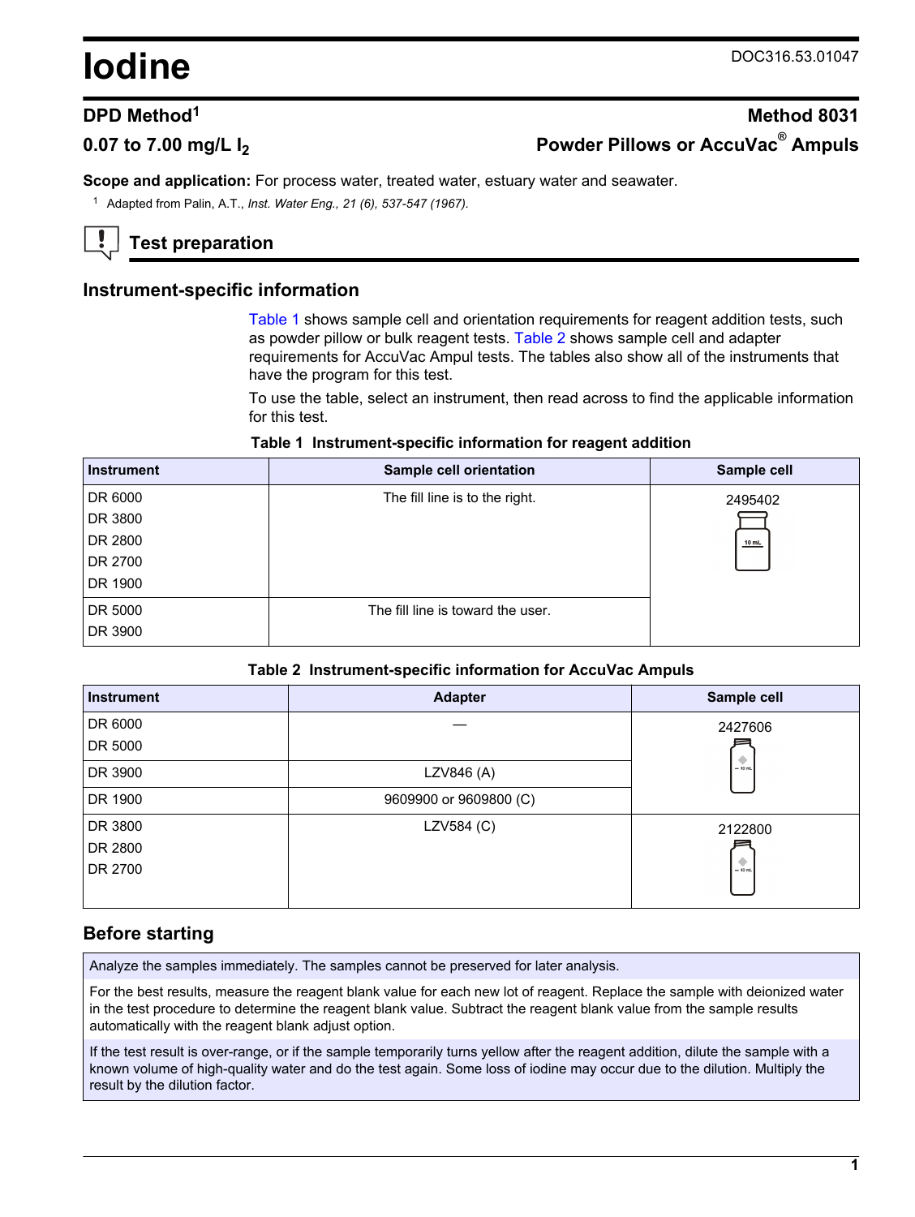# Iodine

DOC316.53.01047

## DPD Method[1]

## Method 8031

## 0.07 to 7.00 mg/L $I_2$

## Powder Pillows or AccuVac® Ampuls

**Scope and application:** For process water, treated water, estuary water and seawater.

[1] Adapted from Palin, A.T., *Inst. Water Eng., 21 (6), 537-547 (1967).*

## Test preparation

### Instrument-specific information

Table 1 shows sample cell and orientation requirements for reagent addition tests, such as powder pillow or bulk reagent tests. Table 2 shows sample cell and adapter requirements for AccuVac Ampul tests. The tables also show all of the instruments that have the program for this test.

To use the table, select an instrument, then read across to find the applicable information for this test.

**Table 1 Instrument-specific information for reagent addition**

| Instrument | Sample cell orientation | Sample cell |
|---|---|---|
| DR 6000<br>DR 3800<br>DR 2800<br>DR 2700<br>DR 1900 | The fill line is to the right. | 2495402 |
| DR 5000<br>DR 3900 | The fill line is toward the user. | |

**Table 2 Instrument-specific information for AccuVac Ampuls**

| Instrument | Adapter | Sample cell |
|---|---|---|
| DR 6000<br>DR 5000 | — | 2427606 |
| DR 3900 | LZV846 (A) | |
| DR 1900 | 9609900 or 9609800 (C) | |
| DR 3800<br>DR 2800<br>DR 2700 | LZV584 (C) | 2122800 |

### Before starting

| |
|---|
| Analyze the samples immediately. The samples cannot be preserved for later analysis. |
| For the best results, measure the reagent blank value for each new lot of reagent. Replace the sample with deionized water in the test procedure to determine the reagent blank value. Subtract the reagent blank value from the sample results automatically with the reagent blank adjust option. |
| If the test result is over-range, or if the sample temporarily turns yellow after the reagent addition, dilute the sample with a known volume of high-quality water and do the test again. Some loss of iodine may occur due to the dilution. Multiply the result by the dilution factor. |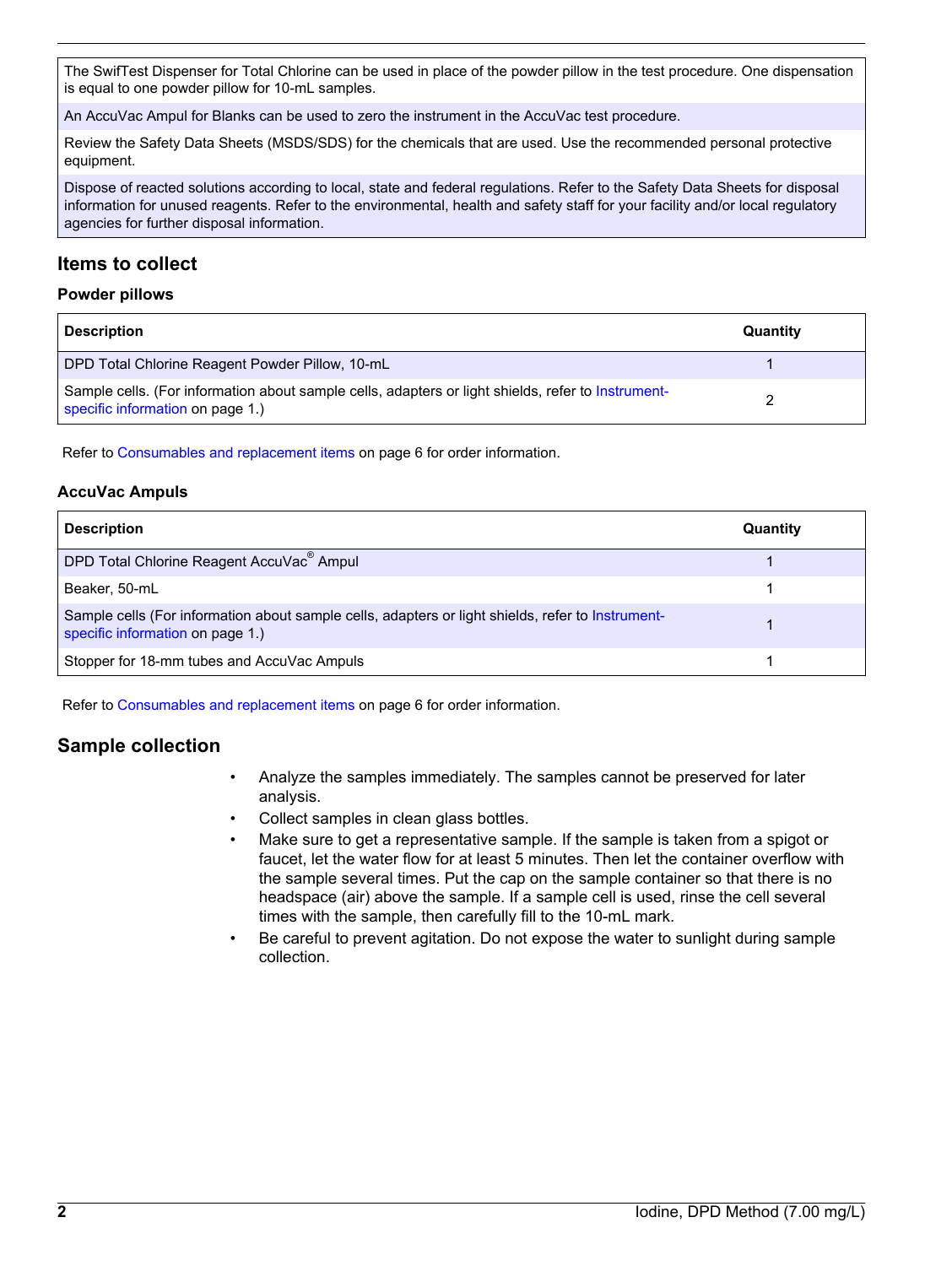| |
|---|
| The SwifTest Dispenser for Total Chlorine can be used in place of the powder pillow in the test procedure. One dispensation is equal to one powder pillow for 10-mL samples. |
| An AccuVac Ampul for Blanks can be used to zero the instrument in the AccuVac test procedure. |
| Review the Safety Data Sheets (MSDS/SDS) for the chemicals that are used. Use the recommended personal protective equipment. |
| Dispose of reacted solutions according to local, state and federal regulations. Refer to the Safety Data Sheets for disposal information for unused reagents. Refer to the environmental, health and safety staff for your facility and/or local regulatory agencies for further disposal information. |

## Items to collect

### Powder pillows

| Description | Quantity |
|---|---|
| DPD Total Chlorine Reagent Powder Pillow, 10-mL | 1 |
| Sample cells. (For information about sample cells, adapters or light shields, refer to Instrument-specific information on page 1.) | 2 |

Refer to Consumables and replacement items on page 6 for order information.

### AccuVac Ampuls

| Description | Quantity |
|---|---|
| DPD Total Chlorine Reagent AccuVac® Ampul | 1 |
| Beaker, 50-mL | 1 |
| Sample cells (For information about sample cells, adapters or light shields, refer to Instrument-specific information on page 1.) | 1 |
| Stopper for 18-mm tubes and AccuVac Ampuls | 1 |

Refer to Consumables and replacement items on page 6 for order information.

## Sample collection

- Analyze the samples immediately. The samples cannot be preserved for later analysis.
- Collect samples in clean glass bottles.
- Make sure to get a representative sample. If the sample is taken from a spigot or faucet, let the water flow for at least 5 minutes. Then let the container overflow with the sample several times. Put the cap on the sample container so that there is no headspace (air) above the sample. If a sample cell is used, rinse the cell several times with the sample, then carefully fill to the 10-mL mark.
- Be careful to prevent agitation. Do not expose the water to sunlight during sample collection.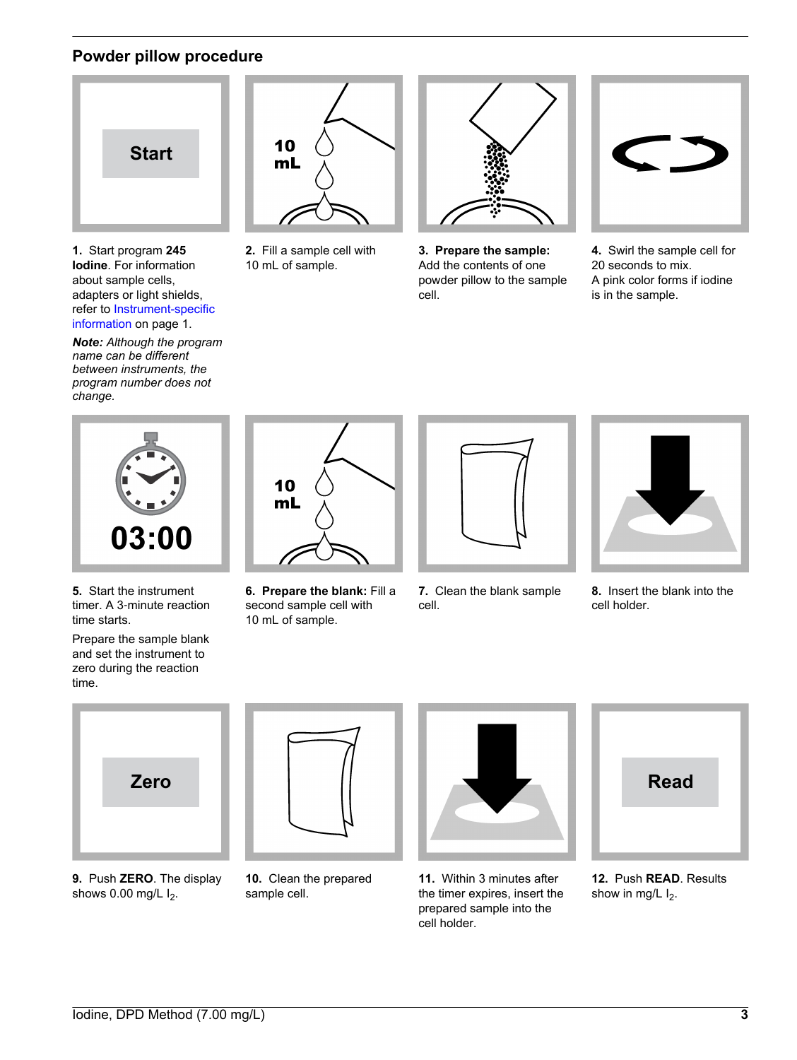## Powder pillow procedure

1. Start program **245 Iodine**. For information about sample cells, adapters or light shields, refer to Instrument-specific information on page 1.

   ***Note:** Although the program name can be different between instruments, the program number does not change.*

2. Fill a sample cell with 10 mL of sample.

3. **Prepare the sample:** Add the contents of one powder pillow to the sample cell.

4. Swirl the sample cell for 20 seconds to mix. A pink color forms if iodine is in the sample.

5. Start the instrument timer. A 3-minute reaction time starts.

   Prepare the sample blank and set the instrument to zero during the reaction time.

6. **Prepare the blank:** Fill a second sample cell with 10 mL of sample.

7. Clean the blank sample cell.

8. Insert the blank into the cell holder.

9. Push **ZERO**. The display shows 0.00 mg/L $I_2$.

10. Clean the prepared sample cell.

11. Within 3 minutes after the timer expires, insert the prepared sample into the cell holder.

12. Push **READ**. Results show in mg/L $I_2$.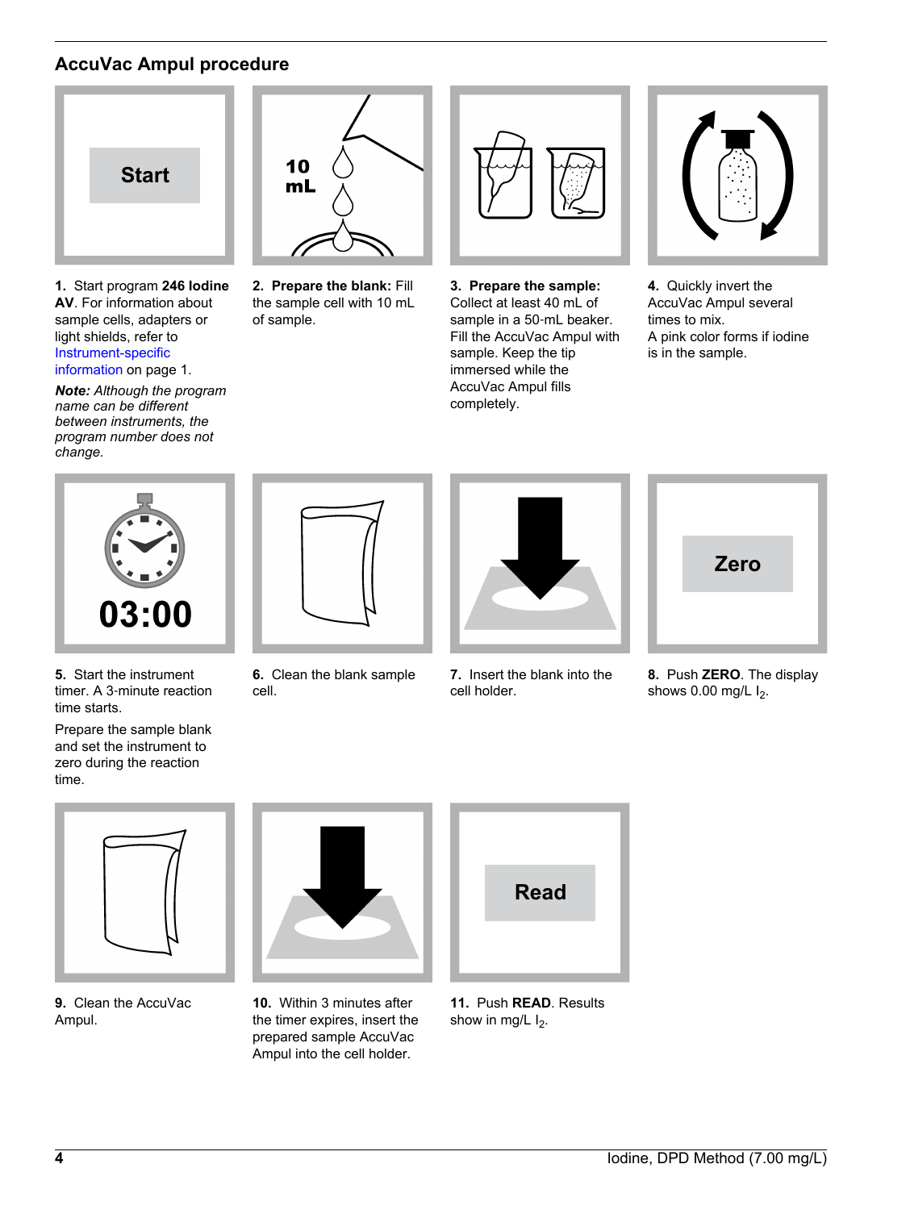## AccuVac Ampul procedure

1. Start program **246 Iodine AV**. For information about sample cells, adapters or light shields, refer to Instrument-specific information on page 1.

   ***Note:** Although the program name can be different between instruments, the program number does not change.*

2. **Prepare the blank:** Fill the sample cell with 10 mL of sample.

3. **Prepare the sample:** Collect at least 40 mL of sample in a 50-mL beaker. Fill the AccuVac Ampul with sample. Keep the tip immersed while the AccuVac Ampul fills completely.

4. Quickly invert the AccuVac Ampul several times to mix. A pink color forms if iodine is in the sample.

5. Start the instrument timer. A 3-minute reaction time starts.

   Prepare the sample blank and set the instrument to zero during the reaction time.

6. Clean the blank sample cell.

7. Insert the blank into the cell holder.

8. Push **ZERO**. The display shows 0.00 mg/L $I_2$.

9. Clean the AccuVac Ampul.

10. Within 3 minutes after the timer expires, insert the prepared sample AccuVac Ampul into the cell holder.

11. Push **READ**. Results show in mg/L $I_2$.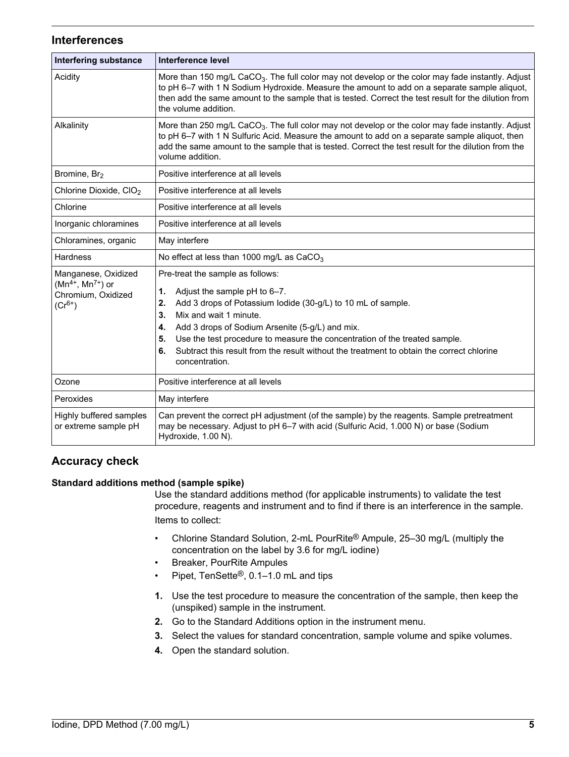## Interferences

| Interfering substance | Interference level |
| --- | --- |
| Acidity | More than 150 mg/L $CaCO_3$. The full color may not develop or the color may fade instantly. Adjust to pH 6–7 with 1 N Sodium Hydroxide. Measure the amount to add on a separate sample aliquot, then add the same amount to the sample that is tested. Correct the test result for the dilution from the volume addition. |
| Alkalinity | More than 250 mg/L $CaCO_3$. The full color may not develop or the color may fade instantly. Adjust to pH 6–7 with 1 N Sulfuric Acid. Measure the amount to add on a separate sample aliquot, then add the same amount to the sample that is tested. Correct the test result for the dilution from the volume addition. |
| Bromine, $Br_2$ | Positive interference at all levels |
| Chlorine Dioxide, $ClO_2$ | Positive interference at all levels |
| Chlorine | Positive interference at all levels |
| Inorganic chloramines | Positive interference at all levels |
| Chloramines, organic | May interfere |
| Hardness | No effect at less than 1000 mg/L as $CaCO_3$ |
| Manganese, Oxidized ($Mn^{4+}$, $Mn^{7+}$) or Chromium, Oxidized ($Cr^{6+}$) | Pre-treat the sample as follows: 1. Adjust the sample pH to 6–7. 2. Add 3 drops of Potassium Iodide (30-g/L) to 10 mL of sample. 3. Mix and wait 1 minute. 4. Add 3 drops of Sodium Arsenite (5-g/L) and mix. 5. Use the test procedure to measure the concentration of the treated sample. 6. Subtract this result from the result without the treatment to obtain the correct chlorine concentration. |
| Ozone | Positive interference at all levels |
| Peroxides | May interfere |
| Highly buffered samples or extreme sample pH | Can prevent the correct pH adjustment (of the sample) by the reagents. Sample pretreatment may be necessary. Adjust to pH 6–7 with acid (Sulfuric Acid, 1.000 N) or base (Sodium Hydroxide, 1.00 N). |

## Accuracy check

### Standard additions method (sample spike)

Use the standard additions method (for applicable instruments) to validate the test procedure, reagents and instrument and to find if there is an interference in the sample.

Items to collect:

- Chlorine Standard Solution, 2-mL PourRite® Ampule, 25–30 mg/L (multiply the concentration on the label by 3.6 for mg/L iodine)
- Breaker, PourRite Ampules
- Pipet, TenSette®, 0.1–1.0 mL and tips

1. Use the test procedure to measure the concentration of the sample, then keep the (unspiked) sample in the instrument.
2. Go to the Standard Additions option in the instrument menu.
3. Select the values for standard concentration, sample volume and spike volumes.
4. Open the standard solution.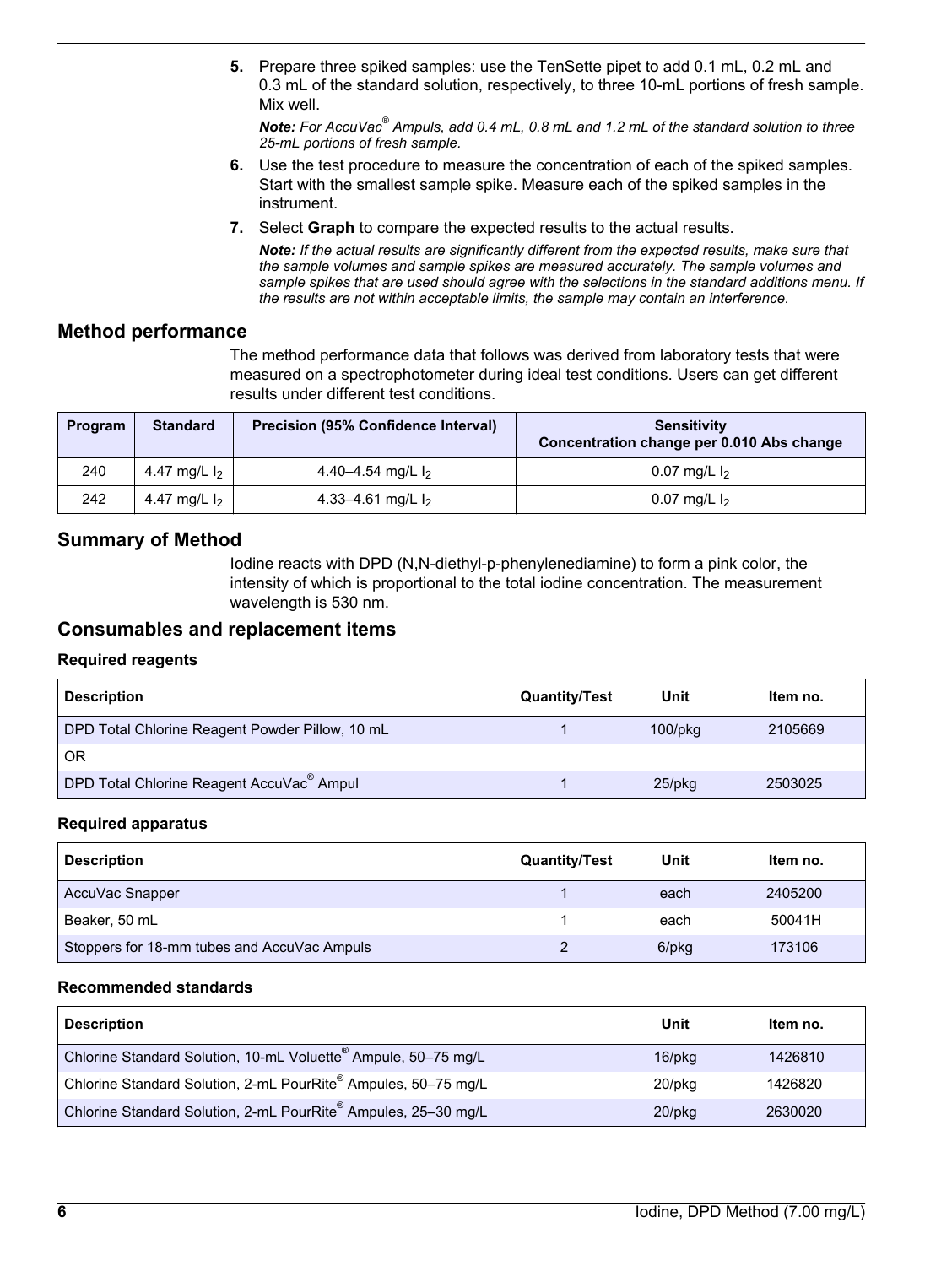5. Prepare three spiked samples: use the TenSette pipet to add 0.1 mL, 0.2 mL and 0.3 mL of the standard solution, respectively, to three 10-mL portions of fresh sample. Mix well.

   ***Note:** For AccuVac® Ampuls, add 0.4 mL, 0.8 mL and 1.2 mL of the standard solution to three 25-mL portions of fresh sample.*

6. Use the test procedure to measure the concentration of each of the spiked samples. Start with the smallest sample spike. Measure each of the spiked samples in the instrument.

7. Select **Graph** to compare the expected results to the actual results.

   ***Note:** If the actual results are significantly different from the expected results, make sure that the sample volumes and sample spikes are measured accurately. The sample volumes and sample spikes that are used should agree with the selections in the standard additions menu. If the results are not within acceptable limits, the sample may contain an interference.*

## Method performance

The method performance data that follows was derived from laboratory tests that were measured on a spectrophotometer during ideal test conditions. Users can get different results under different test conditions.

| Program | Standard | Precision (95% Confidence Interval) | Sensitivity Concentration change per 0.010 Abs change |
|---|---|---|---|
| 240 | 4.47 mg/L $I_2$ | 4.40–4.54 mg/L $I_2$ | 0.07 mg/L $I_2$ |
| 242 | 4.47 mg/L $I_2$ | 4.33–4.61 mg/L $I_2$ | 0.07 mg/L $I_2$ |

## Summary of Method

Iodine reacts with DPD (N,N-diethyl-p-phenylenediamine) to form a pink color, the intensity of which is proportional to the total iodine concentration. The measurement wavelength is 530 nm.

## Consumables and replacement items

### Required reagents

| Description | Quantity/Test | Unit | Item no. |
|---|---|---|---|
| DPD Total Chlorine Reagent Powder Pillow, 10 mL | 1 | 100/pkg | 2105669 |
| OR | | | |
| DPD Total Chlorine Reagent AccuVac® Ampul | 1 | 25/pkg | 2503025 |

### Required apparatus

| Description | Quantity/Test | Unit | Item no. |
|---|---|---|---|
| AccuVac Snapper | 1 | each | 2405200 |
| Beaker, 50 mL | 1 | each | 50041H |
| Stoppers for 18-mm tubes and AccuVac Ampuls | 2 | 6/pkg | 173106 |

### Recommended standards

| Description | Unit | Item no. |
|---|---|---|
| Chlorine Standard Solution, 10-mL Voluette® Ampule, 50–75 mg/L | 16/pkg | 1426810 |
| Chlorine Standard Solution, 2-mL PourRite® Ampules, 50–75 mg/L | 20/pkg | 1426820 |
| Chlorine Standard Solution, 2-mL PourRite® Ampules, 25–30 mg/L | 20/pkg | 2630020 |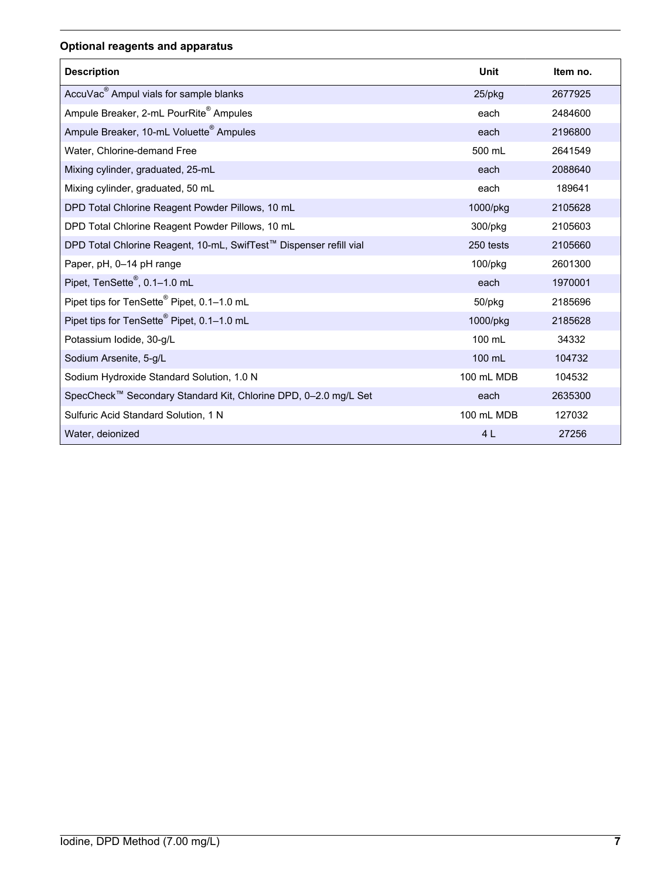### Optional reagents and apparatus

| Description | Unit | Item no. |
| --- | --- | --- |
| AccuVac® Ampul vials for sample blanks | 25/pkg | 2677925 |
| Ampule Breaker, 2-mL PourRite® Ampules | each | 2484600 |
| Ampule Breaker, 10-mL Voluette® Ampules | each | 2196800 |
| Water, Chlorine-demand Free | 500 mL | 2641549 |
| Mixing cylinder, graduated, 25-mL | each | 2088640 |
| Mixing cylinder, graduated, 50 mL | each | 189641 |
| DPD Total Chlorine Reagent Powder Pillows, 10 mL | 1000/pkg | 2105628 |
| DPD Total Chlorine Reagent Powder Pillows, 10 mL | 300/pkg | 2105603 |
| DPD Total Chlorine Reagent, 10-mL, SwifTest™ Dispenser refill vial | 250 tests | 2105660 |
| Paper, pH, 0–14 pH range | 100/pkg | 2601300 |
| Pipet, TenSette®, 0.1–1.0 mL | each | 1970001 |
| Pipet tips for TenSette® Pipet, 0.1–1.0 mL | 50/pkg | 2185696 |
| Pipet tips for TenSette® Pipet, 0.1–1.0 mL | 1000/pkg | 2185628 |
| Potassium Iodide, 30-g/L | 100 mL | 34332 |
| Sodium Arsenite, 5-g/L | 100 mL | 104732 |
| Sodium Hydroxide Standard Solution, 1.0 N | 100 mL MDB | 104532 |
| SpecCheck™ Secondary Standard Kit, Chlorine DPD, 0–2.0 mg/L Set | each | 2635300 |
| Sulfuric Acid Standard Solution, 1 N | 100 mL MDB | 127032 |
| Water, deionized | 4 L | 27256 |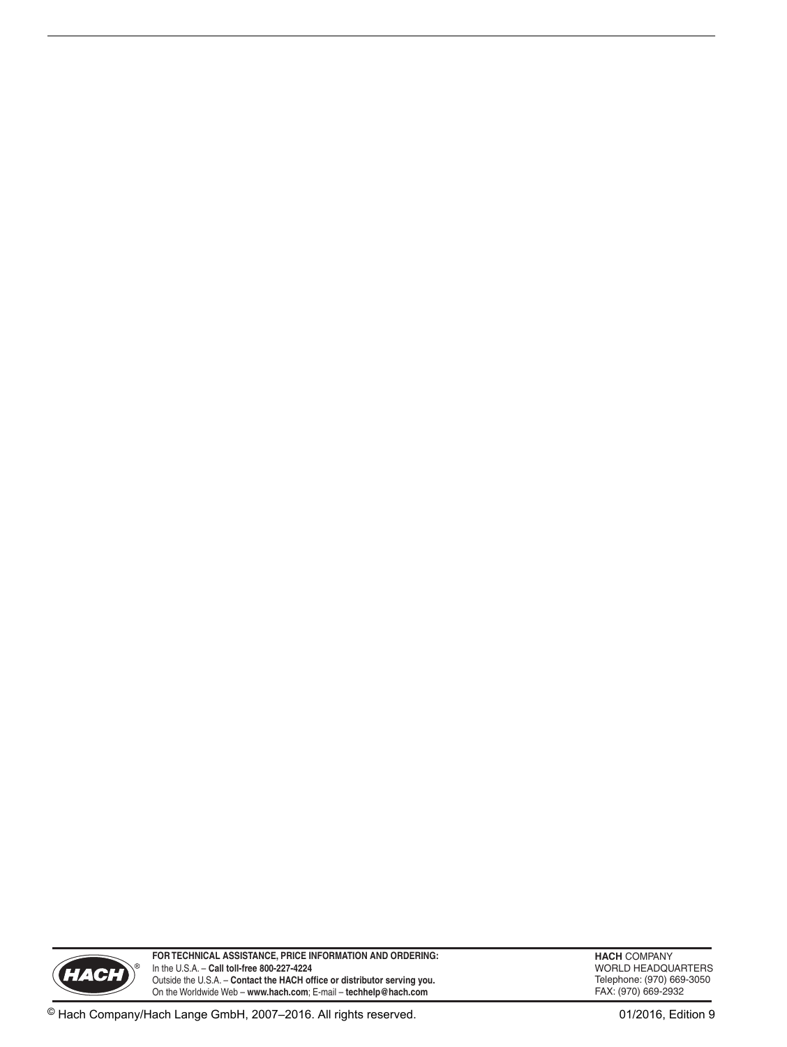**FOR TECHNICAL ASSISTANCE, PRICE INFORMATION AND ORDERING:**
In the U.S.A. – **Call toll-free 800-227-4224**
Outside the U.S.A. – **Contact the HACH office or distributor serving you.**
On the Worldwide Web – **www.hach.com**; E-mail – **techhelp@hach.com**

**HACH** COMPANY
WORLD HEADQUARTERS
Telephone: (970) 669-3050
FAX: (970) 669-2932

© Hach Company/Hach Lange GmbH, 2007–2016. All rights reserved.

01/2016, Edition 9